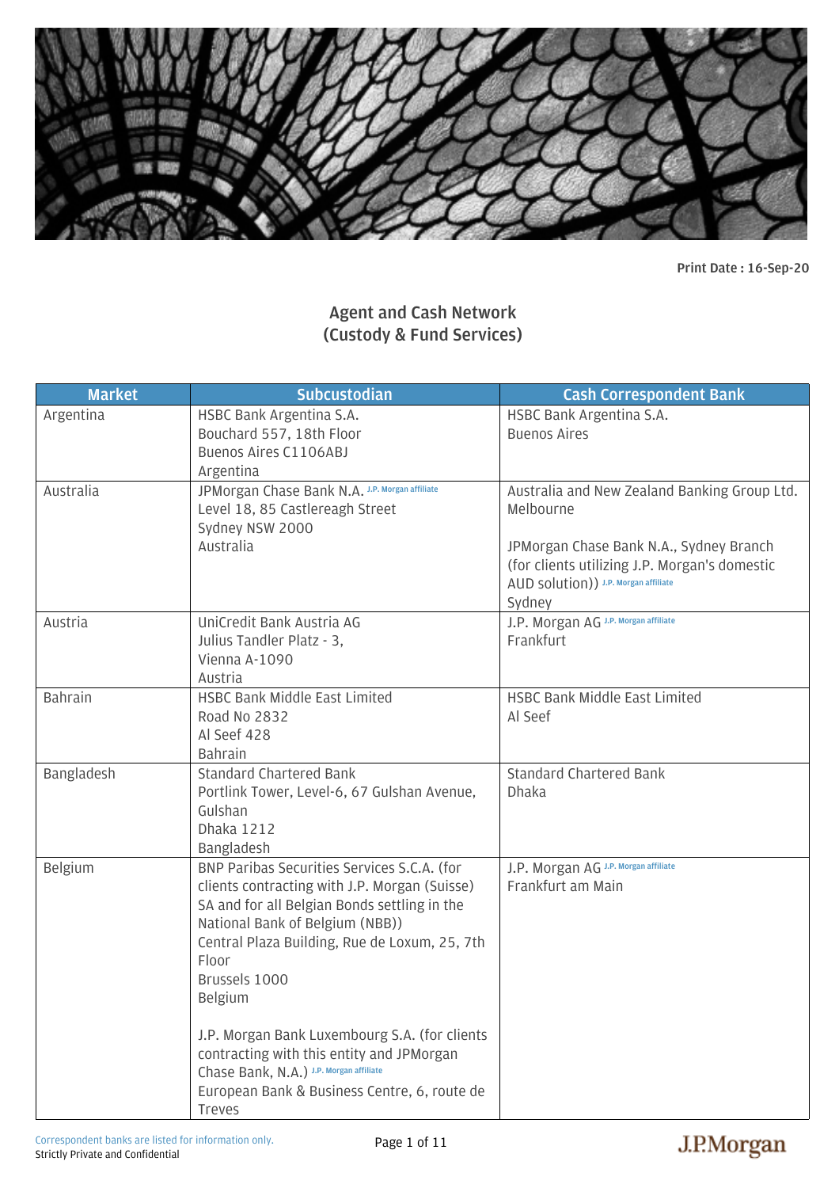Print Date : 16-Sep-20

# Agent and Cash Network
## (Custody & Fund Services)

| Market | Subcustodian | Cash Correspondent Bank |
|---|---|---|
| Argentina | HSBC Bank Argentina S.A.<br>Bouchard 557, 18th Floor<br>Buenos Aires C1106ABJ<br>Argentina | HSBC Bank Argentina S.A.<br>Buenos Aires |
| Australia | JPMorgan Chase Bank N.A. J.P. Morgan affiliate<br>Level 18, 85 Castlereagh Street<br>Sydney NSW 2000<br>Australia | Australia and New Zealand Banking Group Ltd.<br>Melbourne<br><br>JPMorgan Chase Bank N.A., Sydney Branch (for clients utilizing J.P. Morgan's domestic AUD solution)) J.P. Morgan affiliate<br>Sydney |
| Austria | UniCredit Bank Austria AG<br>Julius Tandler Platz - 3,<br>Vienna A-1090<br>Austria | J.P. Morgan AG J.P. Morgan affiliate<br>Frankfurt |
| Bahrain | HSBC Bank Middle East Limited<br>Road No 2832<br>Al Seef 428<br>Bahrain | HSBC Bank Middle East Limited<br>Al Seef |
| Bangladesh | Standard Chartered Bank<br>Portlink Tower, Level-6, 67 Gulshan Avenue, Gulshan<br>Dhaka 1212<br>Bangladesh | Standard Chartered Bank<br>Dhaka |
| Belgium | BNP Paribas Securities Services S.C.A. (for clients contracting with J.P. Morgan (Suisse) SA and for all Belgian Bonds settling in the National Bank of Belgium (NBB))<br>Central Plaza Building, Rue de Loxum, 25, 7th Floor<br>Brussels 1000<br>Belgium<br><br>J.P. Morgan Bank Luxembourg S.A. (for clients contracting with this entity and JPMorgan Chase Bank, N.A.) J.P. Morgan affiliate<br>European Bank & Business Centre, 6, route de Treves | J.P. Morgan AG J.P. Morgan affiliate<br>Frankfurt am Main |

Correspondent banks are listed for information only.
Strictly Private and Confidential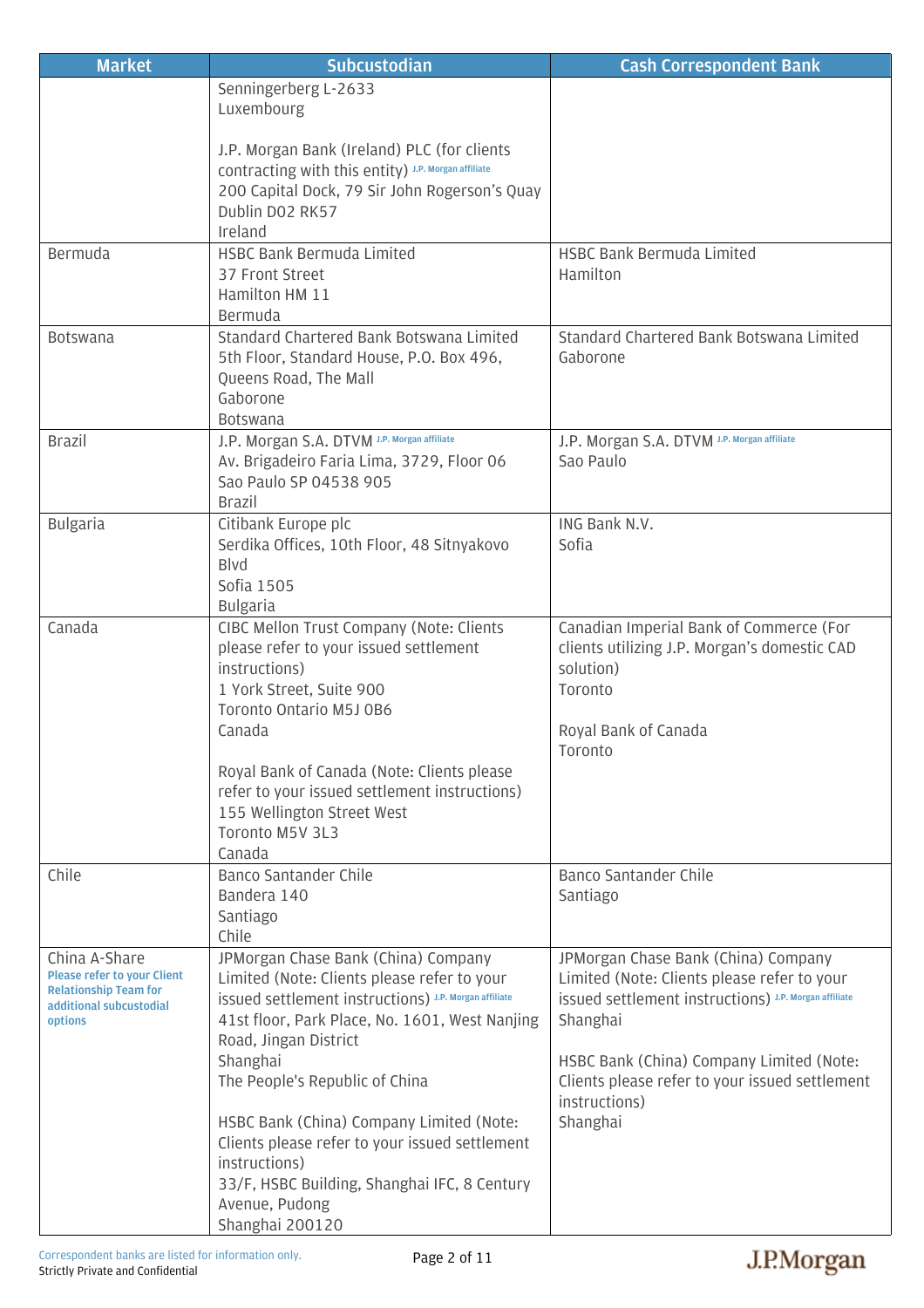| Market | Subcustodian | Cash Correspondent Bank |
|---|---|---|
| | Senningerberg L-2633<br>Luxembourg<br><br>J.P. Morgan Bank (Ireland) PLC (for clients contracting with this entity) J.P. Morgan affiliate<br>200 Capital Dock, 79 Sir John Rogerson's Quay<br>Dublin D02 RK57<br>Ireland | |
| Bermuda | HSBC Bank Bermuda Limited<br>37 Front Street<br>Hamilton HM 11<br>Bermuda | HSBC Bank Bermuda Limited<br>Hamilton |
| Botswana | Standard Chartered Bank Botswana Limited<br>5th Floor, Standard House, P.O. Box 496, Queens Road, The Mall<br>Gaborone<br>Botswana | Standard Chartered Bank Botswana Limited<br>Gaborone |
| Brazil | J.P. Morgan S.A. DTVM J.P. Morgan affiliate<br>Av. Brigadeiro Faria Lima, 3729, Floor 06<br>Sao Paulo SP 04538 905<br>Brazil | J.P. Morgan S.A. DTVM J.P. Morgan affiliate<br>Sao Paulo |
| Bulgaria | Citibank Europe plc<br>Serdika Offices, 10th Floor, 48 Sitnyakovo Blvd<br>Sofia 1505<br>Bulgaria | ING Bank N.V.<br>Sofia |
| Canada | CIBC Mellon Trust Company (Note: Clients please refer to your issued settlement instructions)<br>1 York Street, Suite 900<br>Toronto Ontario M5J 0B6<br>Canada<br><br>Royal Bank of Canada (Note: Clients please refer to your issued settlement instructions)<br>155 Wellington Street West<br>Toronto M5V 3L3<br>Canada | Canadian Imperial Bank of Commerce (For clients utilizing J.P. Morgan's domestic CAD solution)<br>Toronto<br><br>Royal Bank of Canada<br>Toronto |
| Chile | Banco Santander Chile<br>Bandera 140<br>Santiago<br>Chile | Banco Santander Chile<br>Santiago |
| China A-Share<br>**Please refer to your Client Relationship Team for additional subcustodial options** | JPMorgan Chase Bank (China) Company Limited (Note: Clients please refer to your issued settlement instructions) J.P. Morgan affiliate<br>41st floor, Park Place, No. 1601, West Nanjing Road, Jingan District<br>Shanghai<br>The People's Republic of China<br><br>HSBC Bank (China) Company Limited (Note: Clients please refer to your issued settlement instructions)<br>33/F, HSBC Building, Shanghai IFC, 8 Century Avenue, Pudong<br>Shanghai 200120 | JPMorgan Chase Bank (China) Company Limited (Note: Clients please refer to your issued settlement instructions) J.P. Morgan affiliate<br>Shanghai<br><br>HSBC Bank (China) Company Limited (Note: Clients please refer to your issued settlement instructions)<br>Shanghai |

Correspondent banks are listed for information only.
Strictly Private and Confidential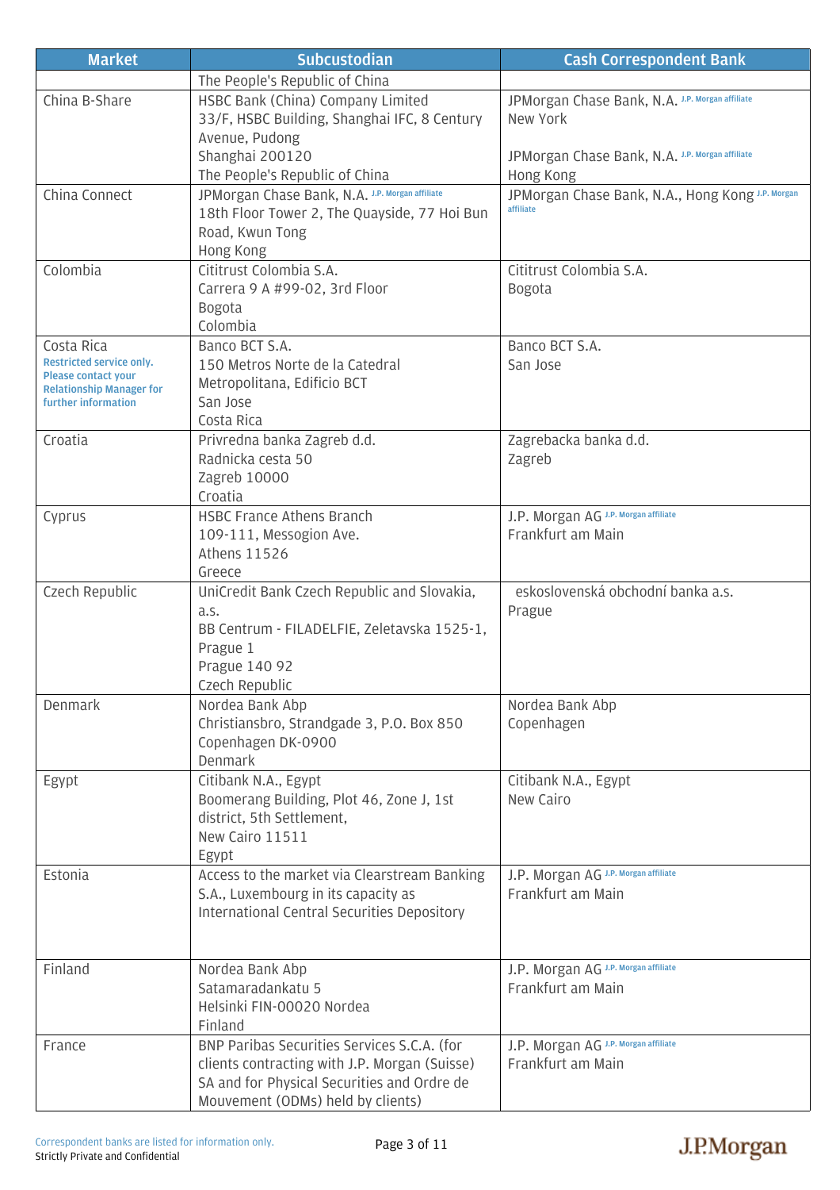| Market | Subcustodian | Cash Correspondent Bank |
|---|---|---|
| | The People's Republic of China | |
| China B-Share | HSBC Bank (China) Company Limited<br>33/F, HSBC Building, Shanghai IFC, 8 Century Avenue, Pudong<br>Shanghai 200120<br>The People's Republic of China | JPMorgan Chase Bank, N.A. J.P. Morgan affiliate<br>New York<br><br>JPMorgan Chase Bank, N.A. J.P. Morgan affiliate<br>Hong Kong |
| China Connect | JPMorgan Chase Bank, N.A. J.P. Morgan affiliate<br>18th Floor Tower 2, The Quayside, 77 Hoi Bun Road, Kwun Tong<br>Hong Kong | JPMorgan Chase Bank, N.A., Hong Kong J.P. Morgan affiliate |
| Colombia | Cititrust Colombia S.A.<br>Carrera 9 A #99-02, 3rd Floor<br>Bogota<br>Colombia | Cititrust Colombia S.A.<br>Bogota |
| Costa Rica<br>Restricted service only. Please contact your Relationship Manager for further information | Banco BCT S.A.<br>150 Metros Norte de la Catedral Metropolitana, Edificio BCT<br>San Jose<br>Costa Rica | Banco BCT S.A.<br>San Jose |
| Croatia | Privredna banka Zagreb d.d.<br>Radnicka cesta 50<br>Zagreb 10000<br>Croatia | Zagrebacka banka d.d.<br>Zagreb |
| Cyprus | HSBC France Athens Branch<br>109-111, Messogion Ave.<br>Athens 11526<br>Greece | J.P. Morgan AG J.P. Morgan affiliate<br>Frankfurt am Main |
| Czech Republic | UniCredit Bank Czech Republic and Slovakia, a.s.<br>BB Centrum - FILADELFIE, Zeletavska 1525-1, Prague 1<br>Prague 140 92<br>Czech Republic | eskoslovenská obchodní banka a.s.<br>Prague |
| Denmark | Nordea Bank Abp<br>Christiansbro, Strandgade 3, P.O. Box 850<br>Copenhagen DK-0900<br>Denmark | Nordea Bank Abp<br>Copenhagen |
| Egypt | Citibank N.A., Egypt<br>Boomerang Building, Plot 46, Zone J, 1st district, 5th Settlement,<br>New Cairo 11511<br>Egypt | Citibank N.A., Egypt<br>New Cairo |
| Estonia | Access to the market via Clearstream Banking S.A., Luxembourg in its capacity as International Central Securities Depository | J.P. Morgan AG J.P. Morgan affiliate<br>Frankfurt am Main |
| Finland | Nordea Bank Abp<br>Satamaradankatu 5<br>Helsinki FIN-00020 Nordea<br>Finland | J.P. Morgan AG J.P. Morgan affiliate<br>Frankfurt am Main |
| France | BNP Paribas Securities Services S.C.A. (for clients contracting with J.P. Morgan (Suisse) SA and for Physical Securities and Ordre de Mouvement (ODMs) held by clients) | J.P. Morgan AG J.P. Morgan affiliate<br>Frankfurt am Main |

Correspondent banks are listed for information only.
Strictly Private and Confidential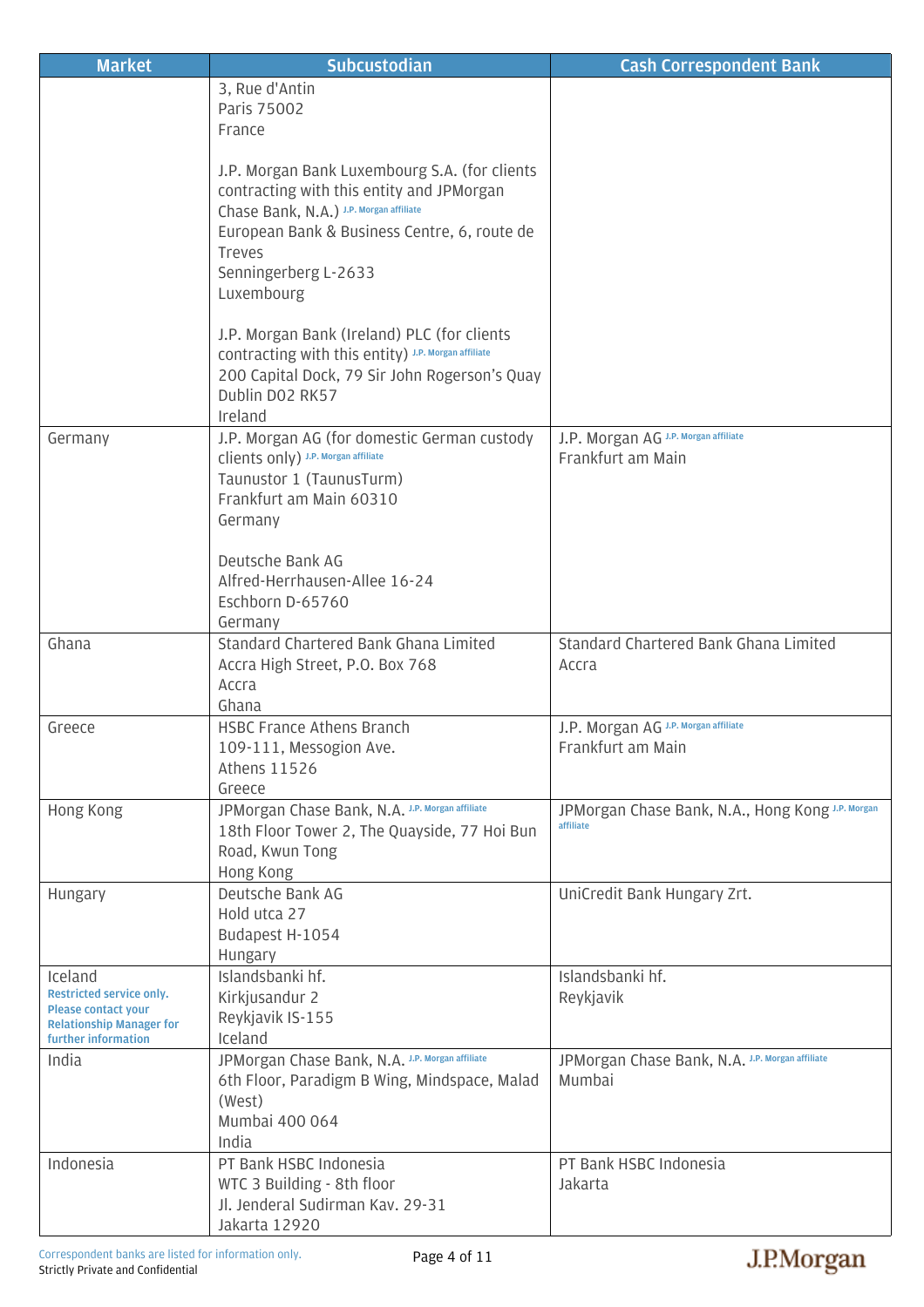| Market | Subcustodian | Cash Correspondent Bank |
|---|---|---|
| | 3, Rue d'Antin<br>Paris 75002<br>France<br><br>J.P. Morgan Bank Luxembourg S.A. (for clients contracting with this entity and JPMorgan Chase Bank, N.A.) J.P. Morgan affiliate<br>European Bank & Business Centre, 6, route de Treves<br>Senningerberg L-2633<br>Luxembourg<br><br>J.P. Morgan Bank (Ireland) PLC (for clients contracting with this entity) J.P. Morgan affiliate<br>200 Capital Dock, 79 Sir John Rogerson's Quay<br>Dublin D02 RK57<br>Ireland | |
| Germany | J.P. Morgan AG (for domestic German custody clients only) J.P. Morgan affiliate<br>Taunustor 1 (TaunusTurm)<br>Frankfurt am Main 60310<br>Germany<br><br>Deutsche Bank AG<br>Alfred-Herrhausen-Allee 16-24<br>Eschborn D-65760<br>Germany | J.P. Morgan AG J.P. Morgan affiliate<br>Frankfurt am Main |
| Ghana | Standard Chartered Bank Ghana Limited<br>Accra High Street, P.O. Box 768<br>Accra<br>Ghana | Standard Chartered Bank Ghana Limited<br>Accra |
| Greece | HSBC France Athens Branch<br>109-111, Messogion Ave.<br>Athens 11526<br>Greece | J.P. Morgan AG J.P. Morgan affiliate<br>Frankfurt am Main |
| Hong Kong | JPMorgan Chase Bank, N.A. J.P. Morgan affiliate<br>18th Floor Tower 2, The Quayside, 77 Hoi Bun Road, Kwun Tong<br>Hong Kong | JPMorgan Chase Bank, N.A., Hong Kong J.P. Morgan affiliate |
| Hungary | Deutsche Bank AG<br>Hold utca 27<br>Budapest H-1054<br>Hungary | UniCredit Bank Hungary Zrt. |
| Iceland<br>Restricted service only. Please contact your Relationship Manager for further information | Islandsbanki hf.<br>Kirkjusandur 2<br>Reykjavik IS-155<br>Iceland | Islandsbanki hf.<br>Reykjavik |
| India | JPMorgan Chase Bank, N.A. J.P. Morgan affiliate<br>6th Floor, Paradigm B Wing, Mindspace, Malad (West)<br>Mumbai 400 064<br>India | JPMorgan Chase Bank, N.A. J.P. Morgan affiliate<br>Mumbai |
| Indonesia | PT Bank HSBC Indonesia<br>WTC 3 Building - 8th floor<br>Jl. Jenderal Sudirman Kav. 29-31<br>Jakarta 12920 | PT Bank HSBC Indonesia<br>Jakarta |

Correspondent banks are listed for information only.
Strictly Private and Confidential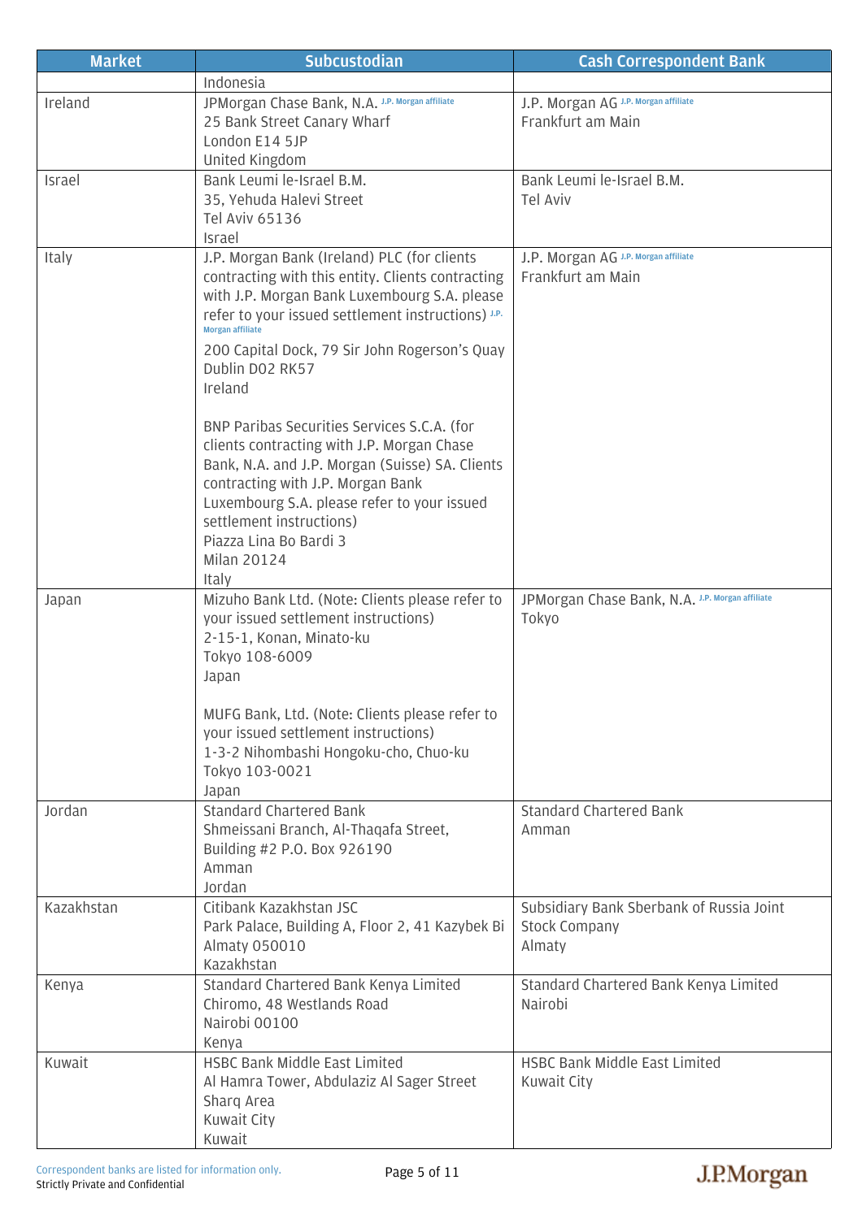| Market | Subcustodian | Cash Correspondent Bank |
|---|---|---|
| | Indonesia | |
| Ireland | JPMorgan Chase Bank, N.A. J.P. Morgan affiliate<br>25 Bank Street Canary Wharf<br>London E14 5JP<br>United Kingdom | J.P. Morgan AG J.P. Morgan affiliate<br>Frankfurt am Main |
| Israel | Bank Leumi le-Israel B.M.<br>35, Yehuda Halevi Street<br>Tel Aviv 65136<br>Israel | Bank Leumi le-Israel B.M.<br>Tel Aviv |
| Italy | J.P. Morgan Bank (Ireland) PLC (for clients contracting with this entity. Clients contracting with J.P. Morgan Bank Luxembourg S.A. please refer to your issued settlement instructions) J.P. Morgan affiliate<br>200 Capital Dock, 79 Sir John Rogerson's Quay<br>Dublin D02 RK57<br>Ireland<br><br>BNP Paribas Securities Services S.C.A. (for clients contracting with J.P. Morgan Chase Bank, N.A. and J.P. Morgan (Suisse) SA. Clients contracting with J.P. Morgan Bank Luxembourg S.A. please refer to your issued settlement instructions)<br>Piazza Lina Bo Bardi 3<br>Milan 20124<br>Italy | J.P. Morgan AG J.P. Morgan affiliate<br>Frankfurt am Main |
| Japan | Mizuho Bank Ltd. (Note: Clients please refer to your issued settlement instructions)<br>2-15-1, Konan, Minato-ku<br>Tokyo 108-6009<br>Japan<br><br>MUFG Bank, Ltd. (Note: Clients please refer to your issued settlement instructions)<br>1-3-2 Nihombashi Hongoku-cho, Chuo-ku<br>Tokyo 103-0021<br>Japan | JPMorgan Chase Bank, N.A. J.P. Morgan affiliate<br>Tokyo |
| Jordan | Standard Chartered Bank<br>Shmeissani Branch, Al-Thaqafa Street, Building #2 P.O. Box 926190<br>Amman<br>Jordan | Standard Chartered Bank<br>Amman |
| Kazakhstan | Citibank Kazakhstan JSC<br>Park Palace, Building A, Floor 2, 41 Kazybek Bi<br>Almaty 050010<br>Kazakhstan | Subsidiary Bank Sberbank of Russia Joint Stock Company<br>Almaty |
| Kenya | Standard Chartered Bank Kenya Limited<br>Chiromo, 48 Westlands Road<br>Nairobi 00100<br>Kenya | Standard Chartered Bank Kenya Limited<br>Nairobi |
| Kuwait | HSBC Bank Middle East Limited<br>Al Hamra Tower, Abdulaziz Al Sager Street<br>Sharq Area<br>Kuwait City<br>Kuwait | HSBC Bank Middle East Limited<br>Kuwait City |

Correspondent banks are listed for information only.
Strictly Private and Confidential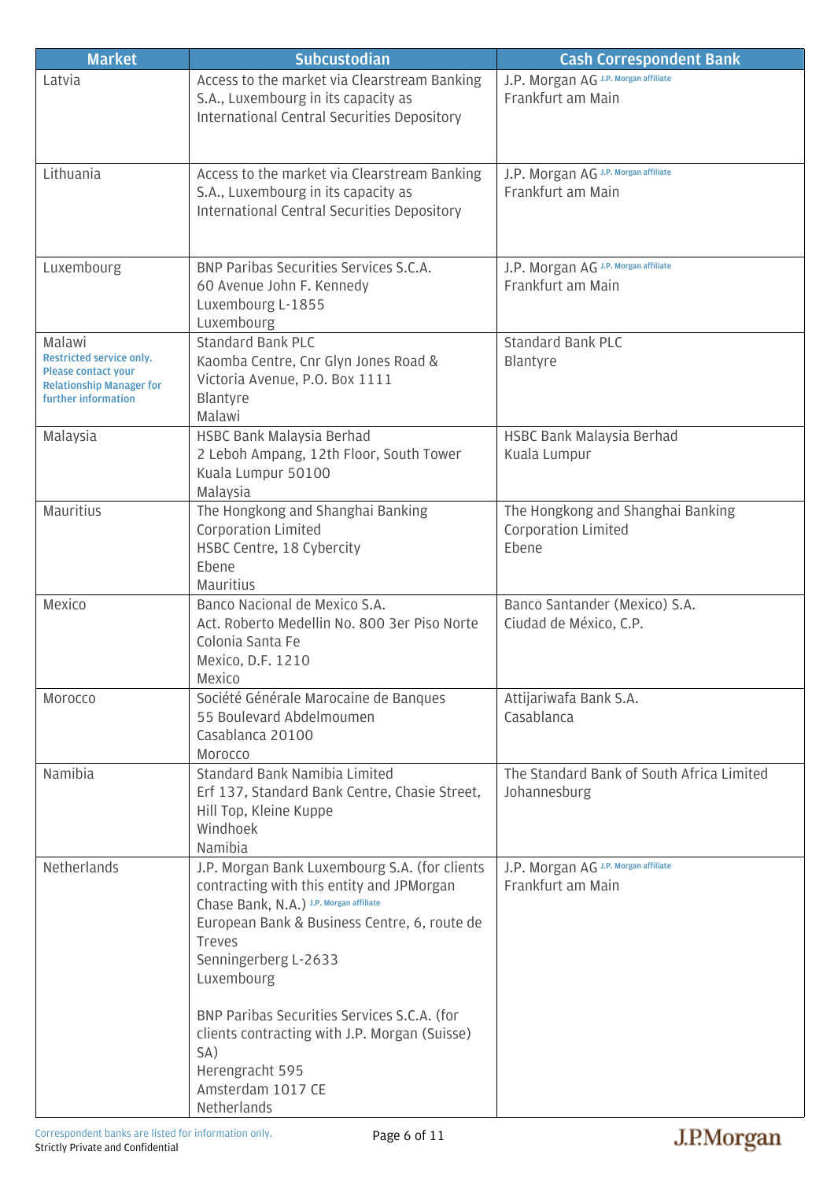| Market | Subcustodian | Cash Correspondent Bank |
|---|---|---|
| Latvia | Access to the market via Clearstream Banking S.A., Luxembourg in its capacity as International Central Securities Depository | J.P. Morgan AG J.P. Morgan affiliate<br>Frankfurt am Main |
| Lithuania | Access to the market via Clearstream Banking S.A., Luxembourg in its capacity as International Central Securities Depository | J.P. Morgan AG J.P. Morgan affiliate<br>Frankfurt am Main |
| Luxembourg | BNP Paribas Securities Services S.C.A.<br>60 Avenue John F. Kennedy<br>Luxembourg L-1855<br>Luxembourg | J.P. Morgan AG J.P. Morgan affiliate<br>Frankfurt am Main |
| Malawi<br>Restricted service only. Please contact your Relationship Manager for further information | Standard Bank PLC<br>Kaomba Centre, Cnr Glyn Jones Road & Victoria Avenue, P.O. Box 1111<br>Blantyre<br>Malawi | Standard Bank PLC<br>Blantyre |
| Malaysia | HSBC Bank Malaysia Berhad<br>2 Leboh Ampang, 12th Floor, South Tower<br>Kuala Lumpur 50100<br>Malaysia | HSBC Bank Malaysia Berhad<br>Kuala Lumpur |
| Mauritius | The Hongkong and Shanghai Banking Corporation Limited<br>HSBC Centre, 18 Cybercity<br>Ebene<br>Mauritius | The Hongkong and Shanghai Banking Corporation Limited<br>Ebene |
| Mexico | Banco Nacional de Mexico S.A.<br>Act. Roberto Medellin No. 800 3er Piso Norte<br>Colonia Santa Fe<br>Mexico, D.F. 1210<br>Mexico | Banco Santander (Mexico) S.A.<br>Ciudad de México, C.P. |
| Morocco | Société Générale Marocaine de Banques<br>55 Boulevard Abdelmoumen<br>Casablanca 20100<br>Morocco | Attijariwafa Bank S.A.<br>Casablanca |
| Namibia | Standard Bank Namibia Limited<br>Erf 137, Standard Bank Centre, Chasie Street, Hill Top, Kleine Kuppe<br>Windhoek<br>Namibia | The Standard Bank of South Africa Limited<br>Johannesburg |
| Netherlands | J.P. Morgan Bank Luxembourg S.A. (for clients contracting with this entity and JPMorgan Chase Bank, N.A.) J.P. Morgan affiliate<br>European Bank & Business Centre, 6, route de Treves<br>Senningerberg L-2633<br>Luxembourg<br><br>BNP Paribas Securities Services S.C.A. (for clients contracting with J.P. Morgan (Suisse) SA)<br>Herengracht 595<br>Amsterdam 1017 CE<br>Netherlands | J.P. Morgan AG J.P. Morgan affiliate<br>Frankfurt am Main |

Correspondent banks are listed for information only.

Strictly Private and Confidential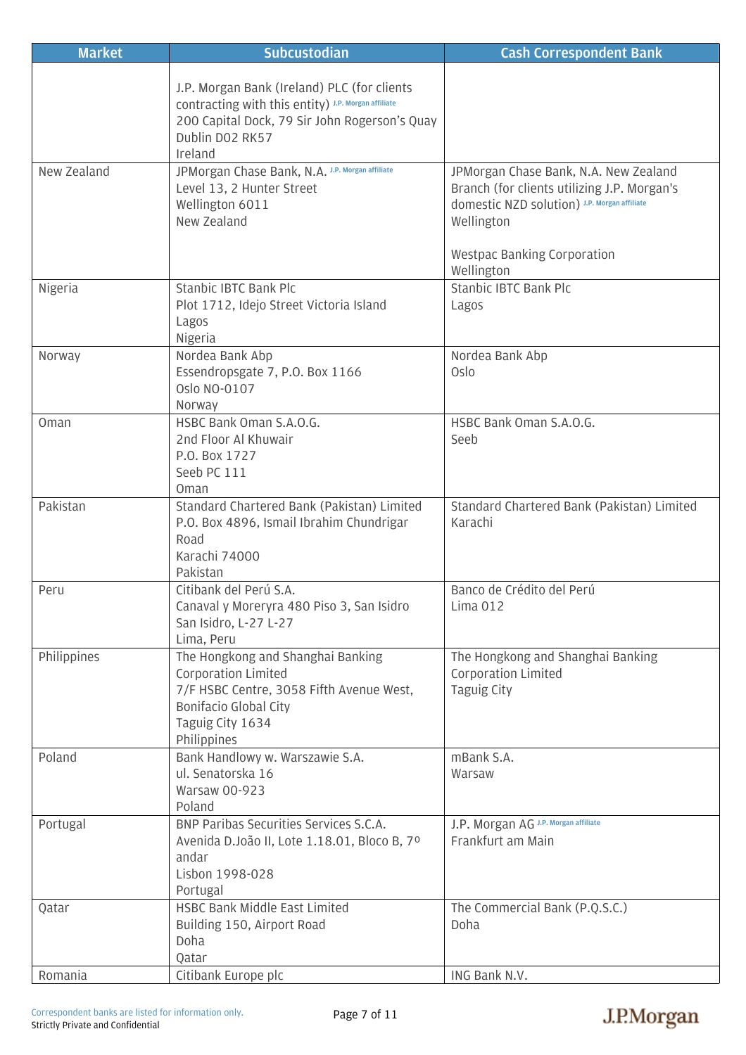| Market | Subcustodian | Cash Correspondent Bank |
|---|---|---|
| | J.P. Morgan Bank (Ireland) PLC (for clients contracting with this entity) J.P. Morgan affiliate<br>200 Capital Dock, 79 Sir John Rogerson's Quay<br>Dublin D02 RK57<br>Ireland | |
| New Zealand | JPMorgan Chase Bank, N.A. J.P. Morgan affiliate<br>Level 13, 2 Hunter Street<br>Wellington 6011<br>New Zealand | JPMorgan Chase Bank, N.A. New Zealand Branch (for clients utilizing J.P. Morgan's domestic NZD solution) J.P. Morgan affiliate<br>Wellington<br><br>Westpac Banking Corporation<br>Wellington |
| Nigeria | Stanbic IBTC Bank Plc<br>Plot 1712, Idejo Street Victoria Island<br>Lagos<br>Nigeria | Stanbic IBTC Bank Plc<br>Lagos |
| Norway | Nordea Bank Abp<br>Essendropsgate 7, P.O. Box 1166<br>Oslo NO-0107<br>Norway | Nordea Bank Abp<br>Oslo |
| Oman | HSBC Bank Oman S.A.O.G.<br>2nd Floor Al Khuwair<br>P.O. Box 1727<br>Seeb PC 111<br>Oman | HSBC Bank Oman S.A.O.G.<br>Seeb |
| Pakistan | Standard Chartered Bank (Pakistan) Limited<br>P.O. Box 4896, Ismail Ibrahim Chundrigar Road<br>Karachi 74000<br>Pakistan | Standard Chartered Bank (Pakistan) Limited<br>Karachi |
| Peru | Citibank del Perú S.A.<br>Canaval y Moreryra 480 Piso 3, San Isidro<br>San Isidro, L-27 L-27<br>Lima, Peru | Banco de Crédito del Perú<br>Lima 012 |
| Philippines | The Hongkong and Shanghai Banking Corporation Limited<br>7/F HSBC Centre, 3058 Fifth Avenue West, Bonifacio Global City<br>Taguig City 1634<br>Philippines | The Hongkong and Shanghai Banking Corporation Limited<br>Taguig City |
| Poland | Bank Handlowy w. Warszawie S.A.<br>ul. Senatorska 16<br>Warsaw 00-923<br>Poland | mBank S.A.<br>Warsaw |
| Portugal | BNP Paribas Securities Services S.C.A.<br>Avenida D.João II, Lote 1.18.01, Bloco B, 7º andar<br>Lisbon 1998-028<br>Portugal | J.P. Morgan AG J.P. Morgan affiliate<br>Frankfurt am Main |
| Qatar | HSBC Bank Middle East Limited<br>Building 150, Airport Road<br>Doha<br>Qatar | The Commercial Bank (P.Q.S.C.)<br>Doha |
| Romania | Citibank Europe plc | ING Bank N.V. |

Correspondent banks are listed for information only.
Strictly Private and Confidential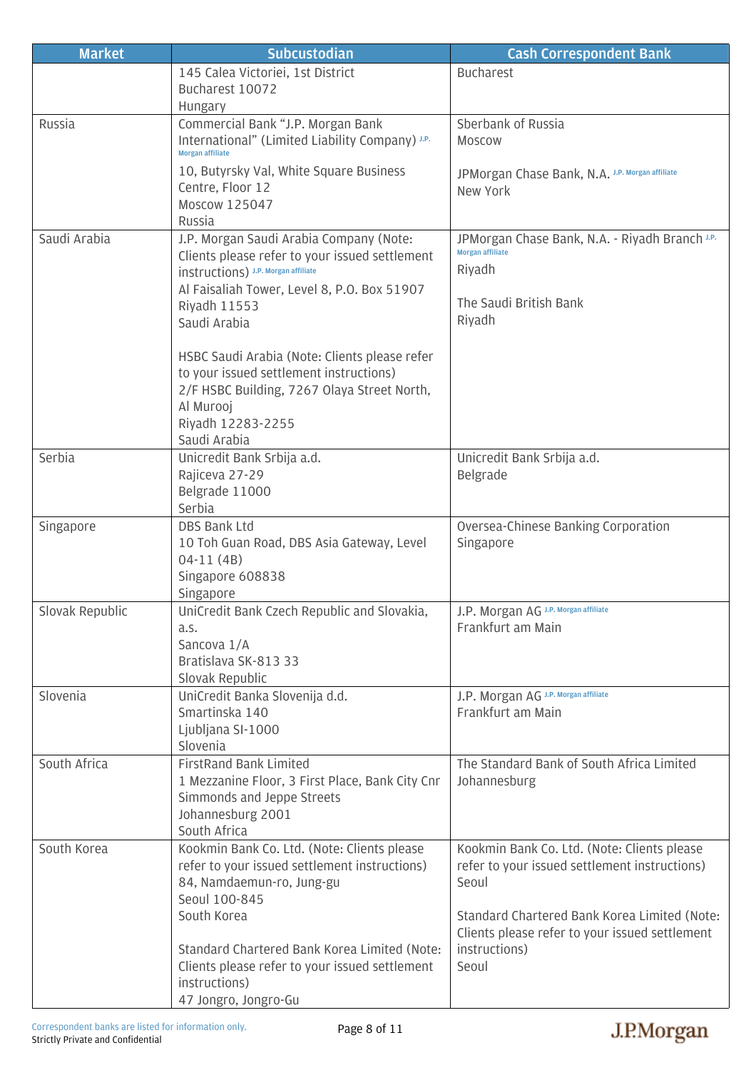| Market | Subcustodian | Cash Correspondent Bank |
| --- | --- | --- |
| | 145 Calea Victoriei, 1st District<br>Bucharest 10072<br>Hungary | Bucharest |
| Russia | Commercial Bank "J.P. Morgan Bank International" (Limited Liability Company) J.P. Morgan affiliate<br>10, Butyrsky Val, White Square Business Centre, Floor 12<br>Moscow 125047<br>Russia | Sberbank of Russia<br>Moscow<br><br>JPMorgan Chase Bank, N.A. J.P. Morgan affiliate<br>New York |
| Saudi Arabia | J.P. Morgan Saudi Arabia Company (Note: Clients please refer to your issued settlement instructions) J.P. Morgan affiliate<br>Al Faisaliah Tower, Level 8, P.O. Box 51907<br>Riyadh 11553<br>Saudi Arabia<br><br>HSBC Saudi Arabia (Note: Clients please refer to your issued settlement instructions)<br>2/F HSBC Building, 7267 Olaya Street North, Al Murooj<br>Riyadh 12283-2255<br>Saudi Arabia | JPMorgan Chase Bank, N.A. - Riyadh Branch J.P. Morgan affiliate<br>Riyadh<br><br>The Saudi British Bank<br>Riyadh |
| Serbia | Unicredit Bank Srbija a.d.<br>Rajiceva 27-29<br>Belgrade 11000<br>Serbia | Unicredit Bank Srbija a.d.<br>Belgrade |
| Singapore | DBS Bank Ltd<br>10 Toh Guan Road, DBS Asia Gateway, Level 04-11 (4B)<br>Singapore 608838<br>Singapore | Oversea-Chinese Banking Corporation<br>Singapore |
| Slovak Republic | UniCredit Bank Czech Republic and Slovakia, a.s.<br>Sancova 1/A<br>Bratislava SK-813 33<br>Slovak Republic | J.P. Morgan AG J.P. Morgan affiliate<br>Frankfurt am Main |
| Slovenia | UniCredit Banka Slovenija d.d.<br>Smartinska 140<br>Ljubljana SI-1000<br>Slovenia | J.P. Morgan AG J.P. Morgan affiliate<br>Frankfurt am Main |
| South Africa | FirstRand Bank Limited<br>1 Mezzanine Floor, 3 First Place, Bank City Cnr Simmonds and Jeppe Streets<br>Johannesburg 2001<br>South Africa | The Standard Bank of South Africa Limited<br>Johannesburg |
| South Korea | Kookmin Bank Co. Ltd. (Note: Clients please refer to your issued settlement instructions)<br>84, Namdaemun-ro, Jung-gu<br>Seoul 100-845<br>South Korea<br><br>Standard Chartered Bank Korea Limited (Note: Clients please refer to your issued settlement instructions)<br>47 Jongro, Jongro-Gu | Kookmin Bank Co. Ltd. (Note: Clients please refer to your issued settlement instructions)<br>Seoul<br><br>Standard Chartered Bank Korea Limited (Note: Clients please refer to your issued settlement instructions)<br>Seoul |

Correspondent banks are listed for information only.
Strictly Private and Confidential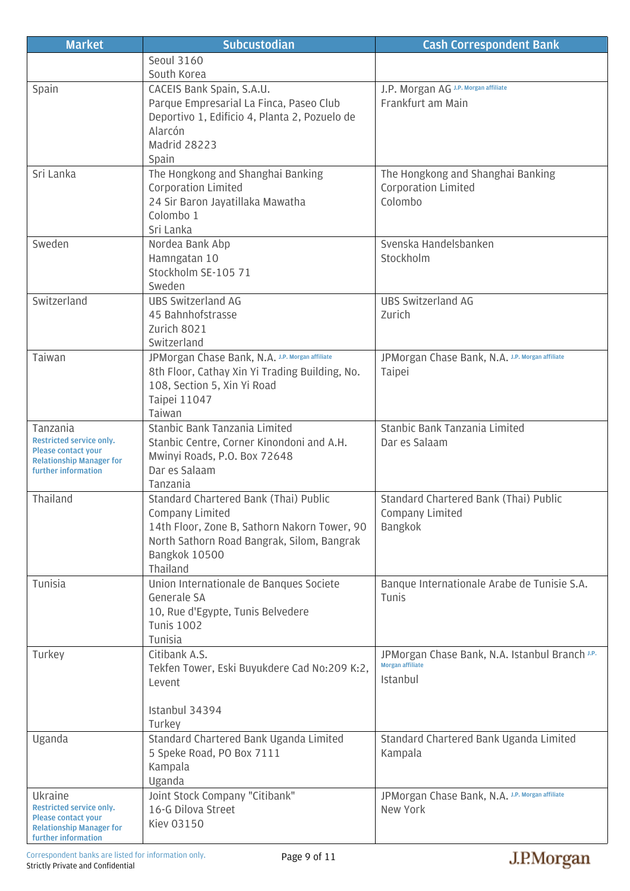| Market | Subcustodian | Cash Correspondent Bank |
|---|---|---|
| | Seoul 3160<br>South Korea | |
| Spain | CACEIS Bank Spain, S.A.U.<br>Parque Empresarial La Finca, Paseo Club Deportivo 1, Edificio 4, Planta 2, Pozuelo de Alarcón<br>Madrid 28223<br>Spain | J.P. Morgan AG J.P. Morgan affiliate<br>Frankfurt am Main |
| Sri Lanka | The Hongkong and Shanghai Banking Corporation Limited<br>24 Sir Baron Jayatillaka Mawatha<br>Colombo 1<br>Sri Lanka | The Hongkong and Shanghai Banking Corporation Limited<br>Colombo |
| Sweden | Nordea Bank Abp<br>Hamngatan 10<br>Stockholm SE-105 71<br>Sweden | Svenska Handelsbanken<br>Stockholm |
| Switzerland | UBS Switzerland AG<br>45 Bahnhofstrasse<br>Zurich 8021<br>Switzerland | UBS Switzerland AG<br>Zurich |
| Taiwan | JPMorgan Chase Bank, N.A. J.P. Morgan affiliate<br>8th Floor, Cathay Xin Yi Trading Building, No. 108, Section 5, Xin Yi Road<br>Taipei 11047<br>Taiwan | JPMorgan Chase Bank, N.A. J.P. Morgan affiliate<br>Taipei |
| Tanzania<br>Restricted service only. Please contact your Relationship Manager for further information | Stanbic Bank Tanzania Limited<br>Stanbic Centre, Corner Kinondoni and A.H. Mwinyi Roads, P.O. Box 72648<br>Dar es Salaam<br>Tanzania | Stanbic Bank Tanzania Limited<br>Dar es Salaam |
| Thailand | Standard Chartered Bank (Thai) Public Company Limited<br>14th Floor, Zone B, Sathorn Nakorn Tower, 90 North Sathorn Road Bangrak, Silom, Bangrak<br>Bangkok 10500<br>Thailand | Standard Chartered Bank (Thai) Public Company Limited<br>Bangkok |
| Tunisia | Union Internationale de Banques Societe Generale SA<br>10, Rue d'Egypte, Tunis Belvedere<br>Tunis 1002<br>Tunisia | Banque Internationale Arabe de Tunisie S.A.<br>Tunis |
| Turkey | Citibank A.S.<br>Tekfen Tower, Eski Buyukdere Cad No:209 K:2, Levent<br><br>Istanbul 34394<br>Turkey | JPMorgan Chase Bank, N.A. Istanbul Branch J.P. Morgan affiliate<br>Istanbul |
| Uganda | Standard Chartered Bank Uganda Limited<br>5 Speke Road, PO Box 7111<br>Kampala<br>Uganda | Standard Chartered Bank Uganda Limited<br>Kampala |
| Ukraine<br>Restricted service only. Please contact your Relationship Manager for further information | Joint Stock Company "Citibank"<br>16-G Dilova Street<br>Kiev 03150 | JPMorgan Chase Bank, N.A. J.P. Morgan affiliate<br>New York |

Correspondent banks are listed for information only.
Strictly Private and Confidential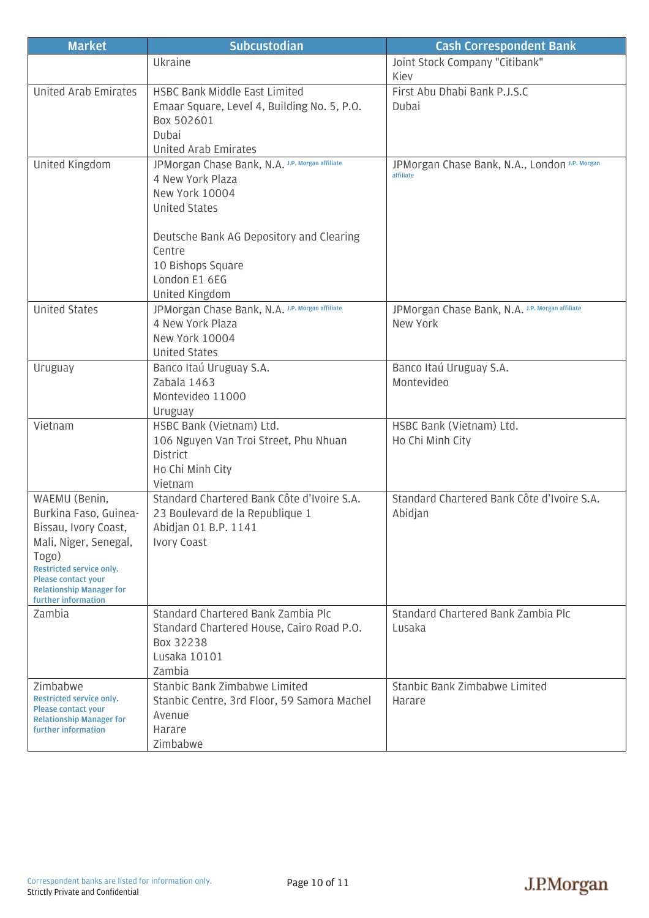| Market | Subcustodian | Cash Correspondent Bank |
|---|---|---|
| | Ukraine | Joint Stock Company "Citibank"<br>Kiev |
| United Arab Emirates | HSBC Bank Middle East Limited<br>Emaar Square, Level 4, Building No. 5, P.O. Box 502601<br>Dubai<br>United Arab Emirates | First Abu Dhabi Bank P.J.S.C<br>Dubai |
| United Kingdom | JPMorgan Chase Bank, N.A. J.P. Morgan affiliate<br>4 New York Plaza<br>New York 10004<br>United States<br><br>Deutsche Bank AG Depository and Clearing Centre<br>10 Bishops Square<br>London E1 6EG<br>United Kingdom | JPMorgan Chase Bank, N.A., London J.P. Morgan affiliate |
| United States | JPMorgan Chase Bank, N.A. J.P. Morgan affiliate<br>4 New York Plaza<br>New York 10004<br>United States | JPMorgan Chase Bank, N.A. J.P. Morgan affiliate<br>New York |
| Uruguay | Banco Itaú Uruguay S.A.<br>Zabala 1463<br>Montevideo 11000<br>Uruguay | Banco Itaú Uruguay S.A.<br>Montevideo |
| Vietnam | HSBC Bank (Vietnam) Ltd.<br>106 Nguyen Van Troi Street, Phu Nhuan District<br>Ho Chi Minh City<br>Vietnam | HSBC Bank (Vietnam) Ltd.<br>Ho Chi Minh City |
| WAEMU (Benin, Burkina Faso, Guinea-Bissau, Ivory Coast, Mali, Niger, Senegal, Togo)<br>Restricted service only. Please contact your Relationship Manager for further information | Standard Chartered Bank Côte d'Ivoire S.A.<br>23 Boulevard de la Republique 1<br>Abidjan 01 B.P. 1141<br>Ivory Coast | Standard Chartered Bank Côte d'Ivoire S.A.<br>Abidjan |
| Zambia | Standard Chartered Bank Zambia Plc<br>Standard Chartered House, Cairo Road P.O. Box 32238<br>Lusaka 10101<br>Zambia | Standard Chartered Bank Zambia Plc<br>Lusaka |
| Zimbabwe<br>Restricted service only. Please contact your Relationship Manager for further information | Stanbic Bank Zimbabwe Limited<br>Stanbic Centre, 3rd Floor, 59 Samora Machel Avenue<br>Harare<br>Zimbabwe | Stanbic Bank Zimbabwe Limited<br>Harare |

Correspondent banks are listed for information only.
Strictly Private and Confidential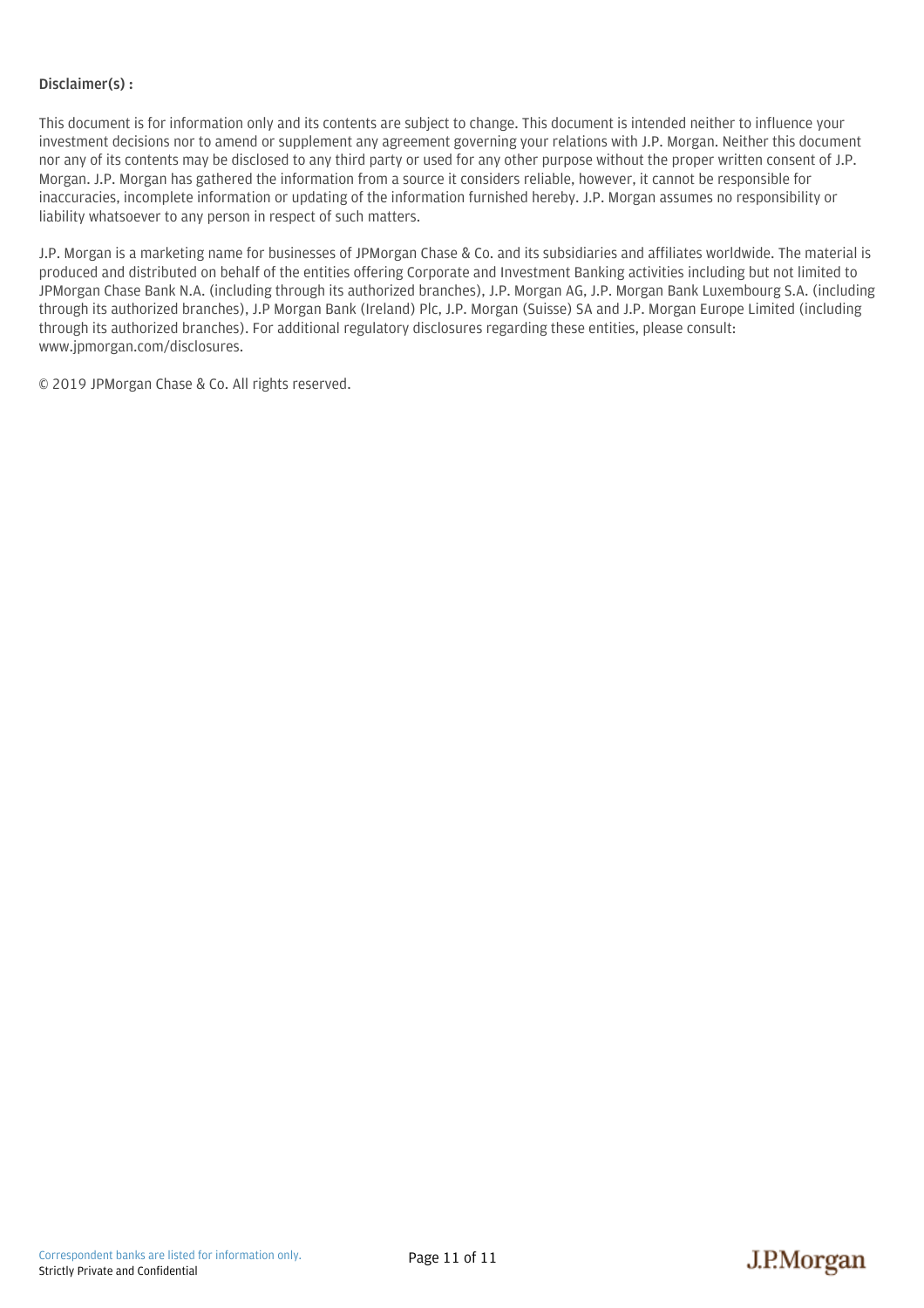**Disclaimer(s) :**

This document is for information only and its contents are subject to change. This document is intended neither to influence your investment decisions nor to amend or supplement any agreement governing your relations with J.P. Morgan. Neither this document nor any of its contents may be disclosed to any third party or used for any other purpose without the proper written consent of J.P. Morgan. J.P. Morgan has gathered the information from a source it considers reliable, however, it cannot be responsible for inaccuracies, incomplete information or updating of the information furnished hereby. J.P. Morgan assumes no responsibility or liability whatsoever to any person in respect of such matters.

J.P. Morgan is a marketing name for businesses of JPMorgan Chase & Co. and its subsidiaries and affiliates worldwide. The material is produced and distributed on behalf of the entities offering Corporate and Investment Banking activities including but not limited to JPMorgan Chase Bank N.A. (including through its authorized branches), J.P. Morgan AG, J.P. Morgan Bank Luxembourg S.A. (including through its authorized branches), J.P Morgan Bank (Ireland) Plc, J.P. Morgan (Suisse) SA and J.P. Morgan Europe Limited (including through its authorized branches). For additional regulatory disclosures regarding these entities, please consult: www.jpmorgan.com/disclosures.

© 2019 JPMorgan Chase & Co. All rights reserved.

Correspondent banks are listed for information only.
Strictly Private and Confidential